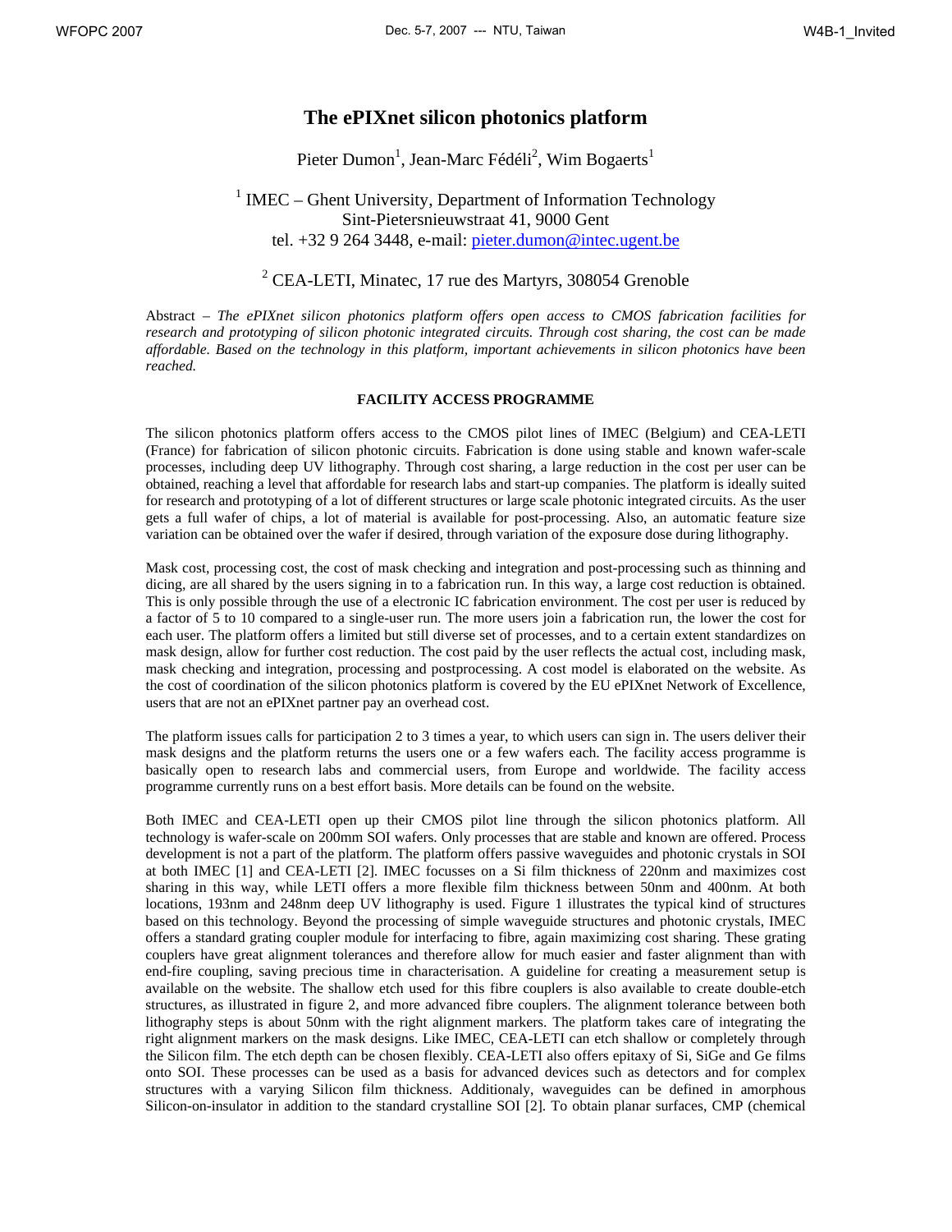# The ePIXnet silicon photonics platform

Pieter Dumon[1], Jean-Marc Fédéli[2], Wim Bogaerts[1]

[1] IMEC – Ghent University, Department of Information Technology
Sint-Pietersnieuwstraat 41, 9000 Gent
tel. +32 9 264 3448, e-mail: pieter.dumon@intec.ugent.be

[2] CEA-LETI, Minatec, 17 rue des Martyrs, 308054 Grenoble

Abstract – *The ePIXnet silicon photonics platform offers open access to CMOS fabrication facilities for research and prototyping of silicon photonic integrated circuits. Through cost sharing, the cost can be made affordable. Based on the technology in this platform, important achievements in silicon photonics have been reached.*

## FACILITY ACCESS PROGRAMME

The silicon photonics platform offers access to the CMOS pilot lines of IMEC (Belgium) and CEA-LETI (France) for fabrication of silicon photonic circuits. Fabrication is done using stable and known wafer-scale processes, including deep UV lithography. Through cost sharing, a large reduction in the cost per user can be obtained, reaching a level that affordable for research labs and start-up companies. The platform is ideally suited for research and prototyping of a lot of different structures or large scale photonic integrated circuits. As the user gets a full wafer of chips, a lot of material is available for post-processing. Also, an automatic feature size variation can be obtained over the wafer if desired, through variation of the exposure dose during lithography.

Mask cost, processing cost, the cost of mask checking and integration and post-processing such as thinning and dicing, are all shared by the users signing in to a fabrication run. In this way, a large cost reduction is obtained. This is only possible through the use of a electronic IC fabrication environment. The cost per user is reduced by a factor of 5 to 10 compared to a single-user run. The more users join a fabrication run, the lower the cost for each user. The platform offers a limited but still diverse set of processes, and to a certain extent standardizes on mask design, allow for further cost reduction. The cost paid by the user reflects the actual cost, including mask, mask checking and integration, processing and postprocessing. A cost model is elaborated on the website. As the cost of coordination of the silicon photonics platform is covered by the EU ePIXnet Network of Excellence, users that are not an ePIXnet partner pay an overhead cost.

The platform issues calls for participation 2 to 3 times a year, to which users can sign in. The users deliver their mask designs and the platform returns the users one or a few wafers each. The facility access programme is basically open to research labs and commercial users, from Europe and worldwide. The facility access programme currently runs on a best effort basis. More details can be found on the website.

Both IMEC and CEA-LETI open up their CMOS pilot line through the silicon photonics platform. All technology is wafer-scale on 200mm SOI wafers. Only processes that are stable and known are offered. Process development is not a part of the platform. The platform offers passive waveguides and photonic crystals in SOI at both IMEC [1] and CEA-LETI [2]. IMEC focusses on a Si film thickness of 220nm and maximizes cost sharing in this way, while LETI offers a more flexible film thickness between 50nm and 400nm. At both locations, 193nm and 248nm deep UV lithography is used. Figure 1 illustrates the typical kind of structures based on this technology. Beyond the processing of simple waveguide structures and photonic crystals, IMEC offers a standard grating coupler module for interfacing to fibre, again maximizing cost sharing. These grating couplers have great alignment tolerances and therefore allow for much easier and faster alignment than with end-fire coupling, saving precious time in characterisation. A guideline for creating a measurement setup is available on the website. The shallow etch used for this fibre couplers is also available to create double-etch structures, as illustrated in figure 2, and more advanced fibre couplers. The alignment tolerance between both lithography steps is about 50nm with the right alignment markers. The platform takes care of integrating the right alignment markers on the mask designs. Like IMEC, CEA-LETI can etch shallow or completely through the Silicon film. The etch depth can be chosen flexibly. CEA-LETI also offers epitaxy of Si, SiGe and Ge films onto SOI. These processes can be used as a basis for advanced devices such as detectors and for complex structures with a varying Silicon film thickness. Additionaly, waveguides can be defined in amorphous Silicon-on-insulator in addition to the standard crystalline SOI [2]. To obtain planar surfaces, CMP (chemical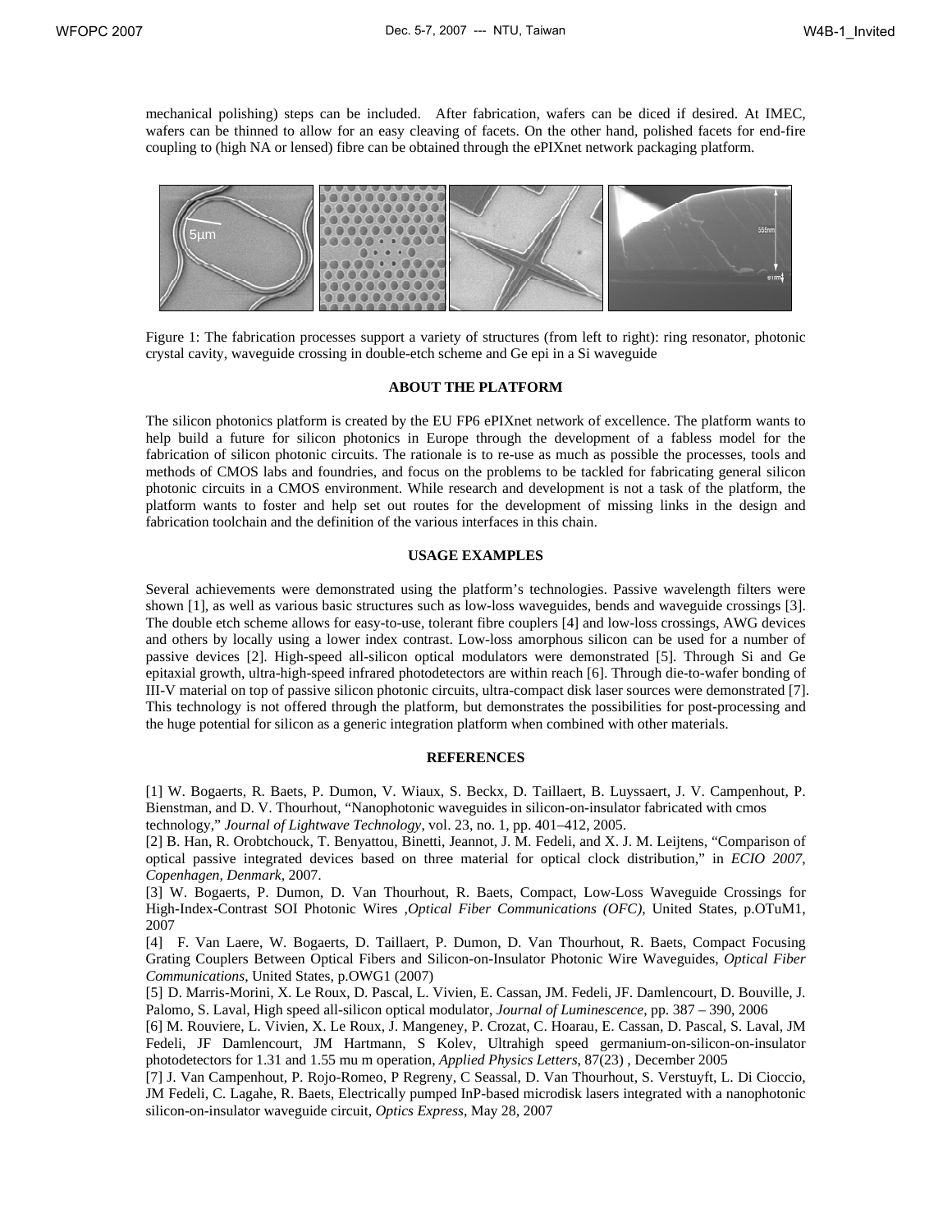mechanical polishing) steps can be included. After fabrication, wafers can be diced if desired. At IMEC, wafers can be thinned to allow for an easy cleaving of facets. On the other hand, polished facets for end-fire coupling to (high NA or lensed) fibre can be obtained through the ePIXnet network packaging platform.

Figure 1: The fabrication processes support a variety of structures (from left to right): ring resonator, photonic crystal cavity, waveguide crossing in double-etch scheme and Ge epi in a Si waveguide

## ABOUT THE PLATFORM

The silicon photonics platform is created by the EU FP6 ePIXnet network of excellence. The platform wants to help build a future for silicon photonics in Europe through the development of a fabless model for the fabrication of silicon photonic circuits. The rationale is to re-use as much as possible the processes, tools and methods of CMOS labs and foundries, and focus on the problems to be tackled for fabricating general silicon photonic circuits in a CMOS environment. While research and development is not a task of the platform, the platform wants to foster and help set out routes for the development of missing links in the design and fabrication toolchain and the definition of the various interfaces in this chain.

## USAGE EXAMPLES

Several achievements were demonstrated using the platform's technologies. Passive wavelength filters were shown [1], as well as various basic structures such as low-loss waveguides, bends and waveguide crossings [3]. The double etch scheme allows for easy-to-use, tolerant fibre couplers [4] and low-loss crossings, AWG devices and others by locally using a lower index contrast. Low-loss amorphous silicon can be used for a number of passive devices [2]. High-speed all-silicon optical modulators were demonstrated [5]. Through Si and Ge epitaxial growth, ultra-high-speed infrared photodetectors are within reach [6]. Through die-to-wafer bonding of III-V material on top of passive silicon photonic circuits, ultra-compact disk laser sources were demonstrated [7]. This technology is not offered through the platform, but demonstrates the possibilities for post-processing and the huge potential for silicon as a generic integration platform when combined with other materials.

## REFERENCES

[1] W. Bogaerts, R. Baets, P. Dumon, V. Wiaux, S. Beckx, D. Taillaert, B. Luyssaert, J. V. Campenhout, P. Bienstman, and D. V. Thourhout, "Nanophotonic waveguides in silicon-on-insulator fabricated with cmos technology," *Journal of Lightwave Technology*, vol. 23, no. 1, pp. 401–412, 2005.

[2] B. Han, R. Orobtchouck, T. Benyattou, Binetti, Jeannot, J. M. Fedeli, and X. J. M. Leijtens, "Comparison of optical passive integrated devices based on three material for optical clock distribution," in *ECIO 2007, Copenhagen, Denmark*, 2007.

[3] W. Bogaerts, P. Dumon, D. Van Thourhout, R. Baets, Compact, Low-Loss Waveguide Crossings for High-Index-Contrast SOI Photonic Wires ,*Optical Fiber Communications (OFC)*, United States, p.OTuM1, 2007

[4] F. Van Laere, W. Bogaerts, D. Taillaert, P. Dumon, D. Van Thourhout, R. Baets, Compact Focusing Grating Couplers Between Optical Fibers and Silicon-on-Insulator Photonic Wire Waveguides, *Optical Fiber Communications*, United States, p.OWG1 (2007)

[5] D. Marris-Morini, X. Le Roux, D. Pascal, L. Vivien, E. Cassan, JM. Fedeli, JF. Damlencourt, D. Bouville, J. Palomo, S. Laval, High speed all-silicon optical modulator, *Journal of Luminescence*, pp. 387 – 390, 2006

[6] M. Rouviere, L. Vivien, X. Le Roux, J. Mangeney, P. Crozat, C. Hoarau, E. Cassan, D. Pascal, S. Laval, JM Fedeli, JF Damlencourt, JM Hartmann, S Kolev, Ultrahigh speed germanium-on-silicon-on-insulator photodetectors for 1.31 and 1.55 mu m operation, *Applied Physics Letters*, 87(23) , December 2005

[7] J. Van Campenhout, P. Rojo-Romeo, P Regreny, C Seassal, D. Van Thourhout, S. Verstuyft, L. Di Cioccio, JM Fedeli, C. Lagahe, R. Baets, Electrically pumped InP-based microdisk lasers integrated with a nanophotonic silicon-on-insulator waveguide circuit, *Optics Express*, May 28, 2007